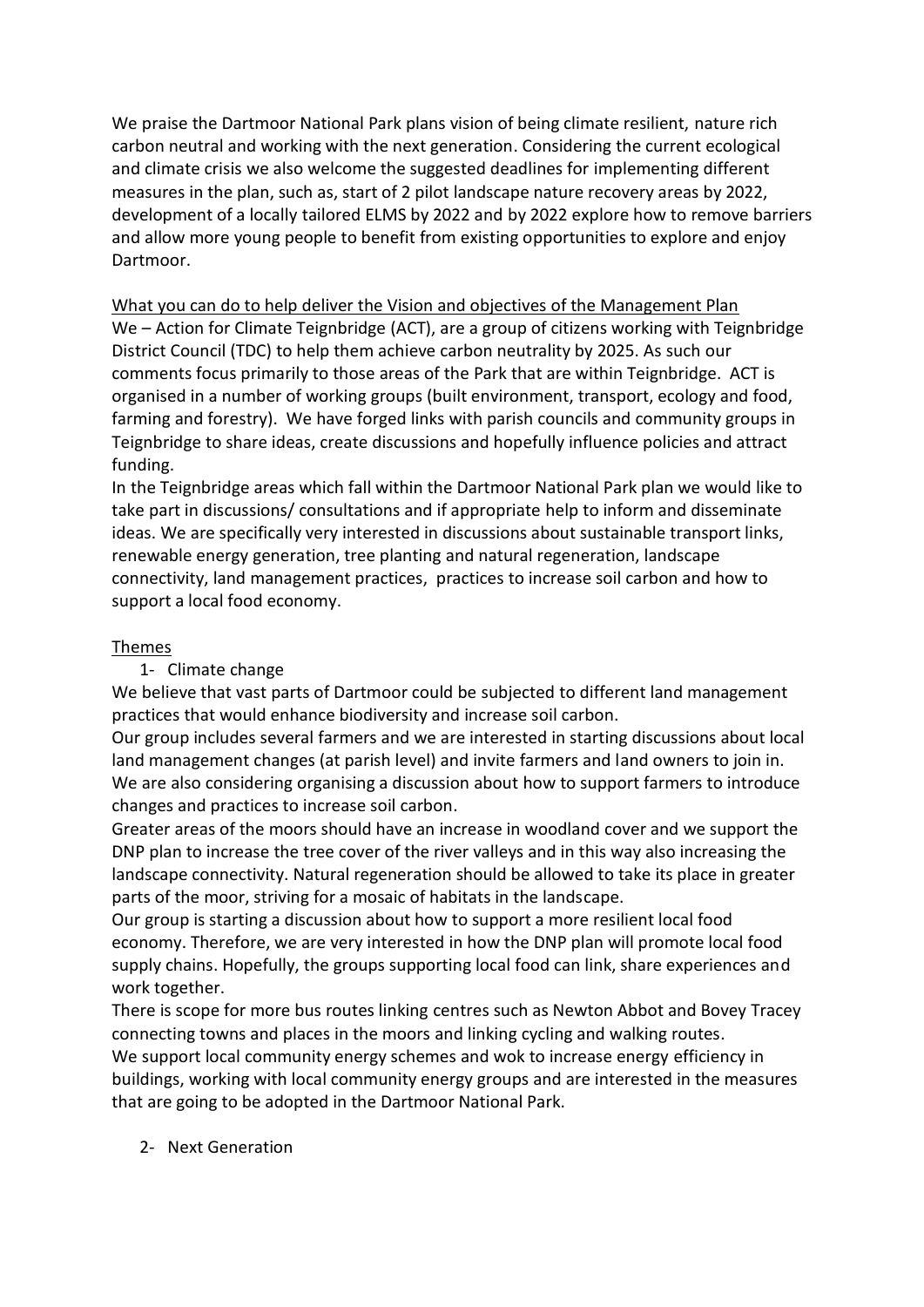We praise the Dartmoor National Park plans vision of being climate resilient, nature rich carbon neutral and working with the next generation. Considering the current ecological and climate crisis we also welcome the suggested deadlines for implementing different measures in the plan, such as, start of 2 pilot landscape nature recovery areas by 2022, development of a locally tailored ELMS by 2022 and by 2022 explore how to remove barriers and allow more young people to benefit from existing opportunities to explore and enjoy Dartmoor.

<u>What you can do to help deliver the Vision and objectives of the Management Plan</u>

We – Action for Climate Teignbridge (ACT), are a group of citizens working with Teignbridge District Council (TDC) to help them achieve carbon neutrality by 2025. As such our comments focus primarily to those areas of the Park that are within Teignbridge. ACT is organised in a number of working groups (built environment, transport, ecology and food, farming and forestry). We have forged links with parish councils and community groups in Teignbridge to share ideas, create discussions and hopefully influence policies and attract funding.

In the Teignbridge areas which fall within the Dartmoor National Park plan we would like to take part in discussions/ consultations and if appropriate help to inform and disseminate ideas. We are specifically very interested in discussions about sustainable transport links, renewable energy generation, tree planting and natural regeneration, landscape connectivity, land management practices, practices to increase soil carbon and how to support a local food economy.

<u>Themes</u>

1- Climate change

We believe that vast parts of Dartmoor could be subjected to different land management practices that would enhance biodiversity and increase soil carbon.

Our group includes several farmers and we are interested in starting discussions about local land management changes (at parish level) and invite farmers and land owners to join in. We are also considering organising a discussion about how to support farmers to introduce changes and practices to increase soil carbon.

Greater areas of the moors should have an increase in woodland cover and we support the DNP plan to increase the tree cover of the river valleys and in this way also increasing the landscape connectivity. Natural regeneration should be allowed to take its place in greater parts of the moor, striving for a mosaic of habitats in the landscape.

Our group is starting a discussion about how to support a more resilient local food economy. Therefore, we are very interested in how the DNP plan will promote local food supply chains. Hopefully, the groups supporting local food can link, share experiences and work together.

There is scope for more bus routes linking centres such as Newton Abbot and Bovey Tracey connecting towns and places in the moors and linking cycling and walking routes.

We support local community energy schemes and wok to increase energy efficiency in buildings, working with local community energy groups and are interested in the measures that are going to be adopted in the Dartmoor National Park.

2- Next Generation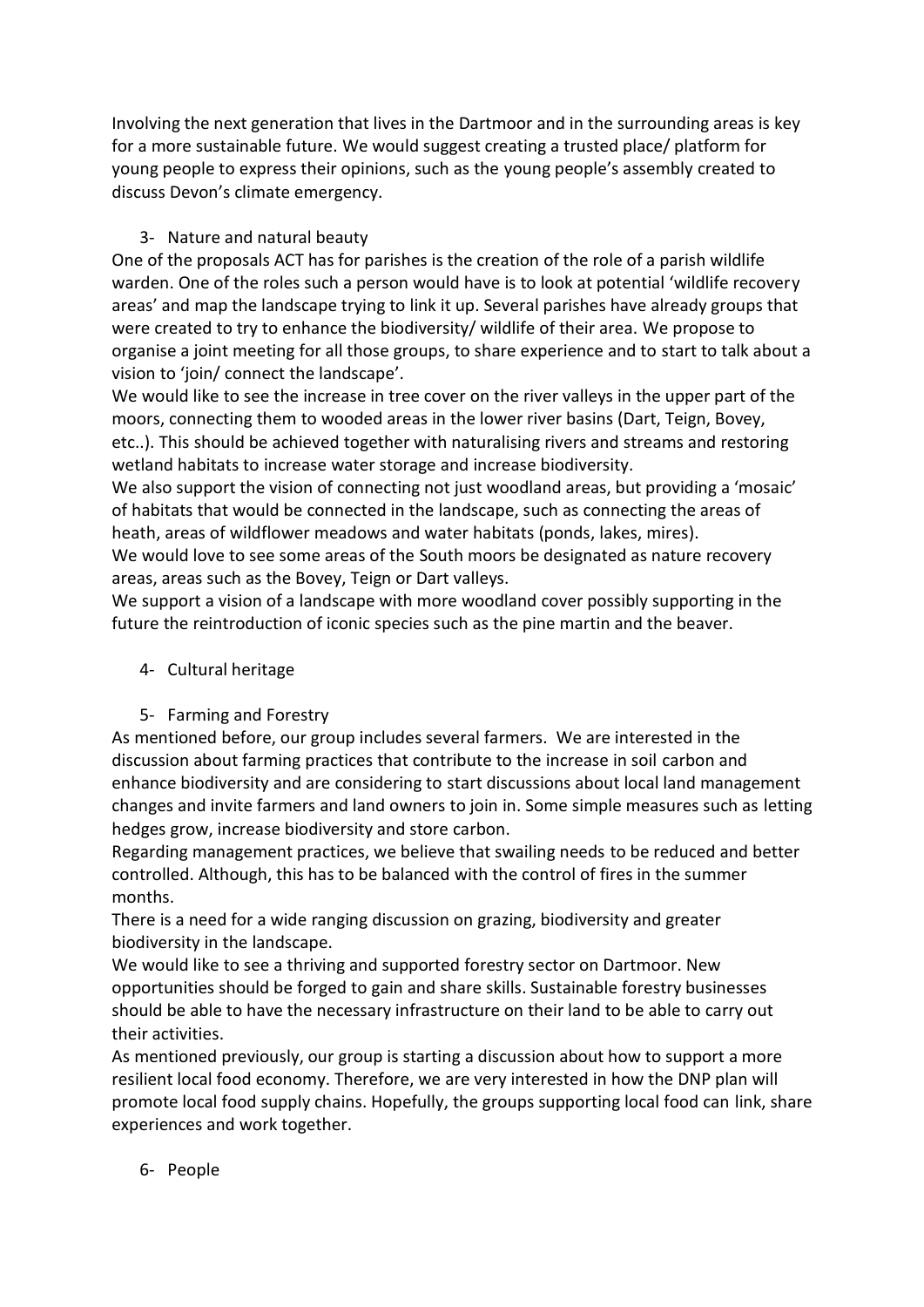Involving the next generation that lives in the Dartmoor and in the surrounding areas is key for a more sustainable future. We would suggest creating a trusted place/ platform for young people to express their opinions, such as the young people's assembly created to discuss Devon's climate emergency.

3- Nature and natural beauty

One of the proposals ACT has for parishes is the creation of the role of a parish wildlife warden. One of the roles such a person would have is to look at potential 'wildlife recovery areas' and map the landscape trying to link it up. Several parishes have already groups that were created to try to enhance the biodiversity/ wildlife of their area. We propose to organise a joint meeting for all those groups, to share experience and to start to talk about a vision to 'join/ connect the landscape'.

We would like to see the increase in tree cover on the river valleys in the upper part of the moors, connecting them to wooded areas in the lower river basins (Dart, Teign, Bovey, etc..). This should be achieved together with naturalising rivers and streams and restoring wetland habitats to increase water storage and increase biodiversity.

We also support the vision of connecting not just woodland areas, but providing a 'mosaic' of habitats that would be connected in the landscape, such as connecting the areas of heath, areas of wildflower meadows and water habitats (ponds, lakes, mires).

We would love to see some areas of the South moors be designated as nature recovery areas, areas such as the Bovey, Teign or Dart valleys.

We support a vision of a landscape with more woodland cover possibly supporting in the future the reintroduction of iconic species such as the pine martin and the beaver.

4- Cultural heritage

5- Farming and Forestry

As mentioned before, our group includes several farmers. We are interested in the discussion about farming practices that contribute to the increase in soil carbon and enhance biodiversity and are considering to start discussions about local land management changes and invite farmers and land owners to join in. Some simple measures such as letting hedges grow, increase biodiversity and store carbon.

Regarding management practices, we believe that swailing needs to be reduced and better controlled. Although, this has to be balanced with the control of fires in the summer months.

There is a need for a wide ranging discussion on grazing, biodiversity and greater biodiversity in the landscape.

We would like to see a thriving and supported forestry sector on Dartmoor. New opportunities should be forged to gain and share skills. Sustainable forestry businesses should be able to have the necessary infrastructure on their land to be able to carry out their activities.

As mentioned previously, our group is starting a discussion about how to support a more resilient local food economy. Therefore, we are very interested in how the DNP plan will promote local food supply chains. Hopefully, the groups supporting local food can link, share experiences and work together.

6- People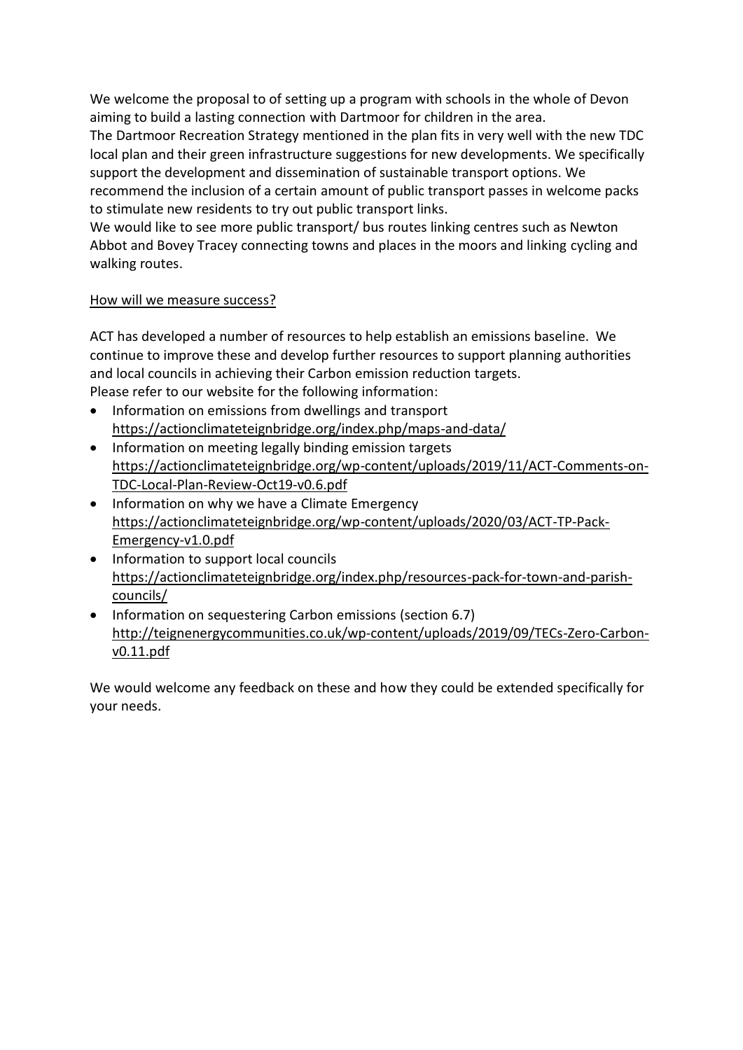We welcome the proposal to of setting up a program with schools in the whole of Devon aiming to build a lasting connection with Dartmoor for children in the area.
The Dartmoor Recreation Strategy mentioned in the plan fits in very well with the new TDC local plan and their green infrastructure suggestions for new developments. We specifically support the development and dissemination of sustainable transport options. We recommend the inclusion of a certain amount of public transport passes in welcome packs to stimulate new residents to try out public transport links.
We would like to see more public transport/ bus routes linking centres such as Newton Abbot and Bovey Tracey connecting towns and places in the moors and linking cycling and walking routes.

<u>How will we measure success?</u>

ACT has developed a number of resources to help establish an emissions baseline. We continue to improve these and develop further resources to support planning authorities and local councils in achieving their Carbon emission reduction targets.
Please refer to our website for the following information:

- Information on emissions from dwellings and transport
  https://actionclimateteignbridge.org/index.php/maps-and-data/
- Information on meeting legally binding emission targets
  https://actionclimateteignbridge.org/wp-content/uploads/2019/11/ACT-Comments-on-TDC-Local-Plan-Review-Oct19-v0.6.pdf
- Information on why we have a Climate Emergency
  https://actionclimateteignbridge.org/wp-content/uploads/2020/03/ACT-TP-Pack-Emergency-v1.0.pdf
- Information to support local councils
  https://actionclimateteignbridge.org/index.php/resources-pack-for-town-and-parish-councils/
- Information on sequestering Carbon emissions (section 6.7)
  http://teignenergycommunities.co.uk/wp-content/uploads/2019/09/TECs-Zero-Carbon-v0.11.pdf

We would welcome any feedback on these and how they could be extended specifically for your needs.